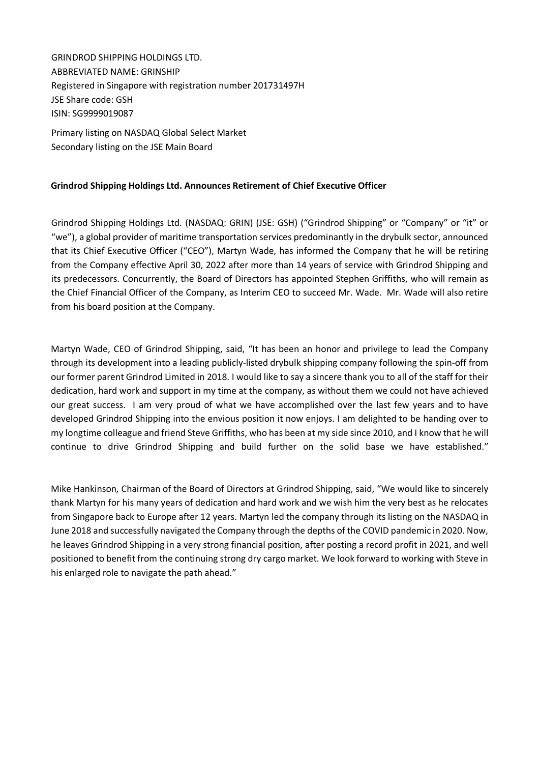GRINDROD SHIPPING HOLDINGS LTD.
ABBREVIATED NAME: GRINSHIP
Registered in Singapore with registration number 201731497H
JSE Share code: GSH
ISIN: SG9999019087

Primary listing on NASDAQ Global Select Market
Secondary listing on the JSE Main Board

**Grindrod Shipping Holdings Ltd. Announces Retirement of Chief Executive Officer**

Grindrod Shipping Holdings Ltd. (NASDAQ: GRIN) (JSE: GSH) ("Grindrod Shipping" or "Company" or "it" or "we"), a global provider of maritime transportation services predominantly in the drybulk sector, announced that its Chief Executive Officer ("CEO"), Martyn Wade, has informed the Company that he will be retiring from the Company effective April 30, 2022 after more than 14 years of service with Grindrod Shipping and its predecessors. Concurrently, the Board of Directors has appointed Stephen Griffiths, who will remain as the Chief Financial Officer of the Company, as Interim CEO to succeed Mr. Wade. Mr. Wade will also retire from his board position at the Company.

Martyn Wade, CEO of Grindrod Shipping, said, "It has been an honor and privilege to lead the Company through its development into a leading publicly-listed drybulk shipping company following the spin-off from our former parent Grindrod Limited in 2018. I would like to say a sincere thank you to all of the staff for their dedication, hard work and support in my time at the company, as without them we could not have achieved our great success. I am very proud of what we have accomplished over the last few years and to have developed Grindrod Shipping into the envious position it now enjoys. I am delighted to be handing over to my longtime colleague and friend Steve Griffiths, who has been at my side since 2010, and I know that he will continue to drive Grindrod Shipping and build further on the solid base we have established."

Mike Hankinson, Chairman of the Board of Directors at Grindrod Shipping, said, "We would like to sincerely thank Martyn for his many years of dedication and hard work and we wish him the very best as he relocates from Singapore back to Europe after 12 years. Martyn led the company through its listing on the NASDAQ in June 2018 and successfully navigated the Company through the depths of the COVID pandemic in 2020. Now, he leaves Grindrod Shipping in a very strong financial position, after posting a record profit in 2021, and well positioned to benefit from the continuing strong dry cargo market. We look forward to working with Steve in his enlarged role to navigate the path ahead."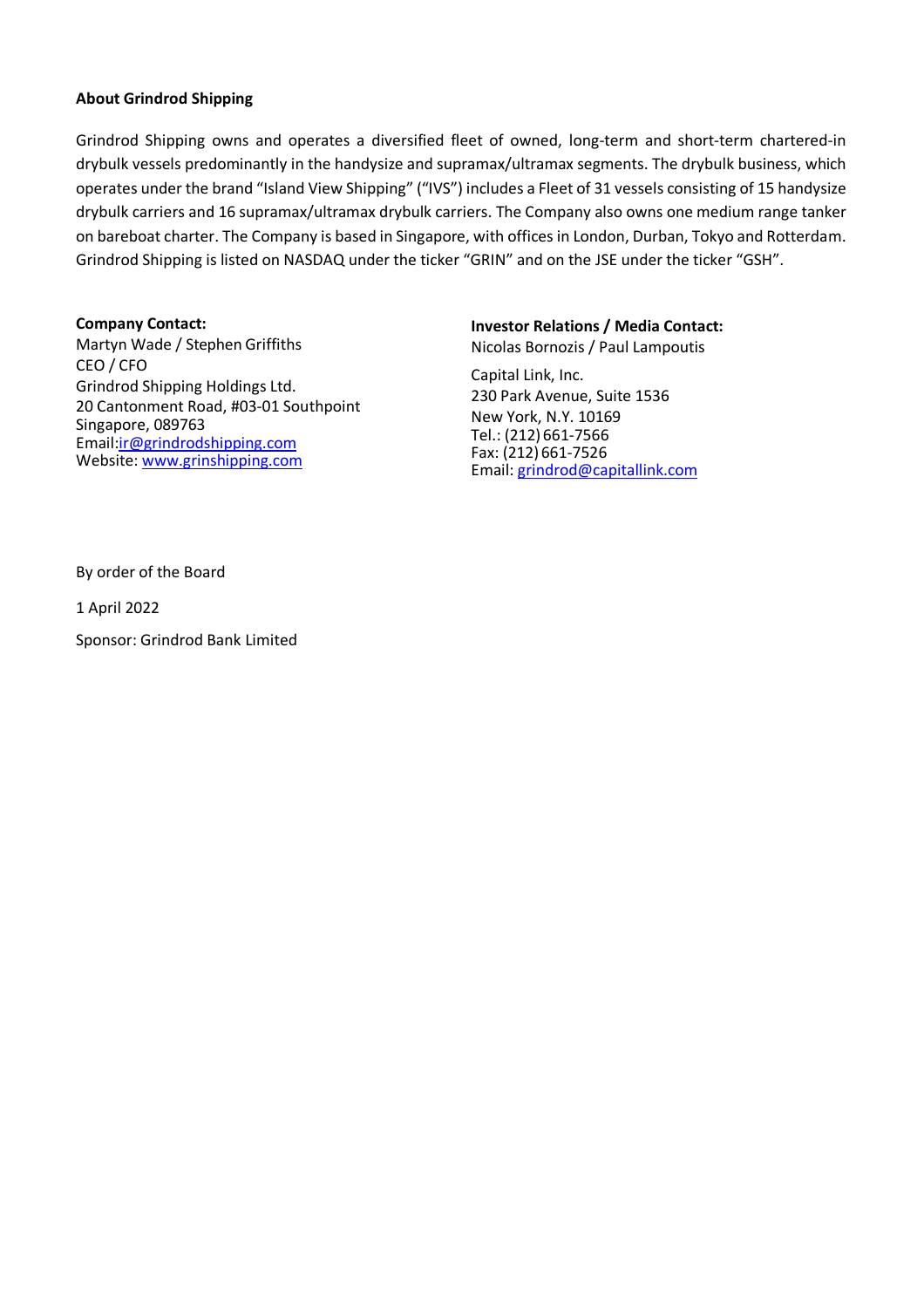**About Grindrod Shipping**

Grindrod Shipping owns and operates a diversified fleet of owned, long-term and short-term chartered-in drybulk vessels predominantly in the handysize and supramax/ultramax segments. The drybulk business, which operates under the brand "Island View Shipping" ("IVS") includes a Fleet of 31 vessels consisting of 15 handysize drybulk carriers and 16 supramax/ultramax drybulk carriers. The Company also owns one medium range tanker on bareboat charter. The Company is based in Singapore, with offices in London, Durban, Tokyo and Rotterdam. Grindrod Shipping is listed on NASDAQ under the ticker "GRIN" and on the JSE under the ticker "GSH".

**Company Contact:**
Martyn Wade / Stephen Griffiths
CEO / CFO
Grindrod Shipping Holdings Ltd.
20 Cantonment Road, #03-01 Southpoint
Singapore, 089763
Email:ir@grindrodshipping.com
Website: www.grinshipping.com

**Investor Relations / Media Contact:**
Nicolas Bornozis / Paul Lampoutis

Capital Link, Inc.
230 Park Avenue, Suite 1536
New York, N.Y. 10169
Tel.: (212) 661-7566
Fax: (212) 661-7526
Email: grindrod@capitallink.com

By order of the Board

1 April 2022

Sponsor: Grindrod Bank Limited